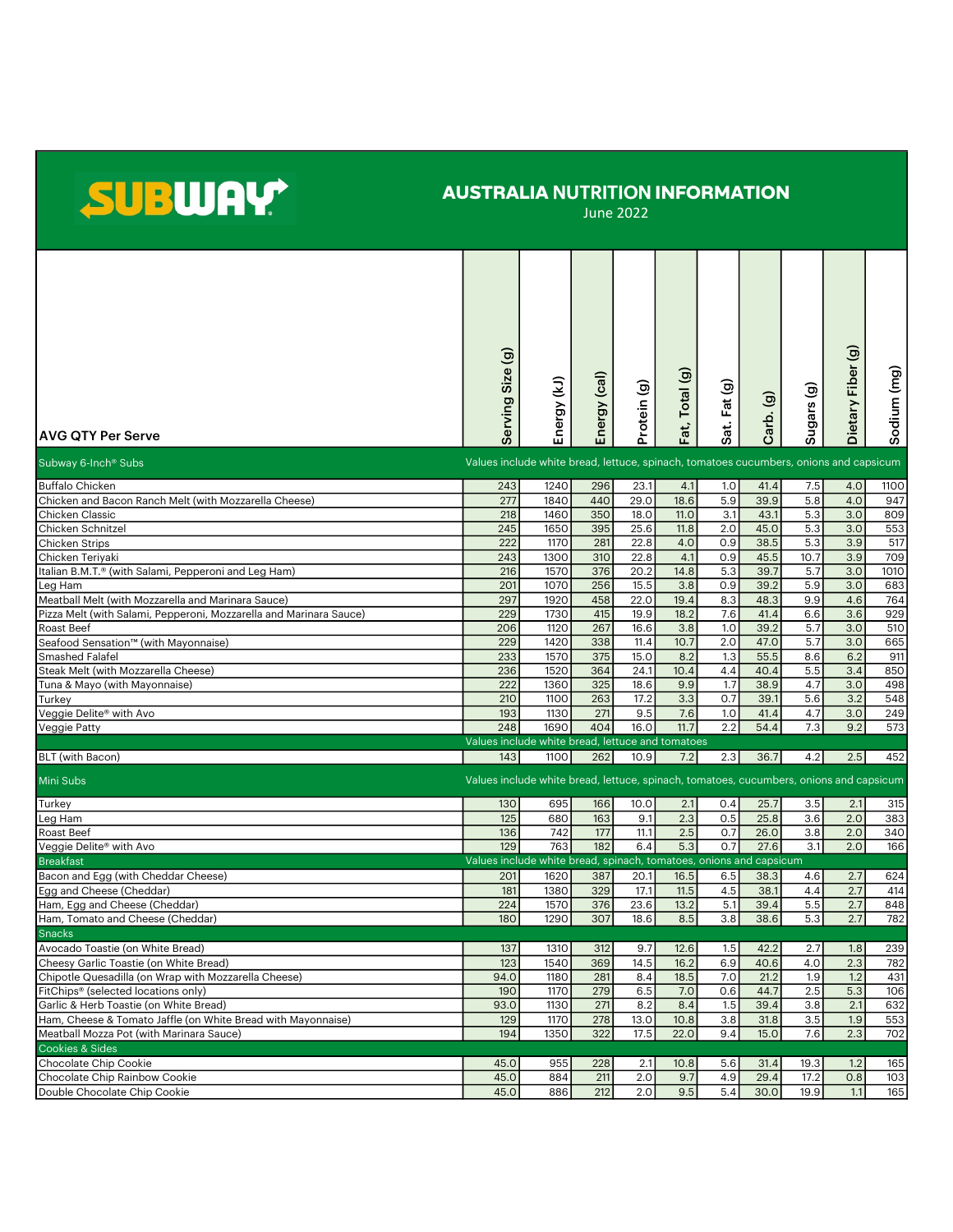# SUBWAY

## AUSTRALIA NUTRITION INFORMATION

June 2022

| AVG QTY Per Serve | Serving Size (g) | Energy (kJ) | Energy (cal) | Protein (g) | Fat, Total (g) | Sat. Fat (g) | Carb. (g) | Sugars (g) | Dietary Fiber (g) | Sodium (mg) |
|---|---|---|---|---|---|---|---|---|---|---|
| **Subway 6-Inch® Subs** — Values include white bread, lettuce, spinach, tomatoes cucumbers, onions and capsicum | | | | | | | | | | |
| Buffalo Chicken | 243 | 1240 | 296 | 23.1 | 4.1 | 1.0 | 41.4 | 7.5 | 4.0 | 1100 |
| Chicken and Bacon Ranch Melt (with Mozzarella Cheese) | 277 | 1840 | 440 | 29.0 | 18.6 | 5.9 | 39.9 | 5.8 | 4.0 | 947 |
| Chicken Classic | 218 | 1460 | 350 | 18.0 | 11.0 | 3.1 | 43.1 | 5.3 | 3.0 | 809 |
| Chicken Schnitzel | 245 | 1650 | 395 | 25.6 | 11.8 | 2.0 | 45.0 | 5.3 | 3.0 | 553 |
| Chicken Strips | 222 | 1170 | 281 | 22.8 | 4.0 | 0.9 | 38.5 | 5.3 | 3.9 | 517 |
| Chicken Teriyaki | 243 | 1300 | 310 | 22.8 | 4.1 | 0.9 | 45.5 | 10.7 | 3.9 | 709 |
| Italian B.M.T.® (with Salami, Pepperoni and Leg Ham) | 216 | 1570 | 376 | 20.2 | 14.8 | 5.3 | 39.7 | 5.7 | 3.0 | 1010 |
| Leg Ham | 201 | 1070 | 256 | 15.5 | 3.8 | 0.9 | 39.2 | 5.9 | 3.0 | 683 |
| Meatball Melt (with Mozzarella and Marinara Sauce) | 297 | 1920 | 458 | 22.0 | 19.4 | 8.3 | 48.3 | 9.9 | 4.6 | 764 |
| Pizza Melt (with Salami, Pepperoni, Mozzarella and Marinara Sauce) | 229 | 1730 | 415 | 19.9 | 18.2 | 7.6 | 41.4 | 6.6 | 3.6 | 929 |
| Roast Beef | 206 | 1120 | 267 | 16.6 | 3.8 | 1.0 | 39.2 | 5.7 | 3.0 | 510 |
| Seafood Sensation™ (with Mayonnaise) | 229 | 1420 | 338 | 11.4 | 10.7 | 2.0 | 47.0 | 5.7 | 3.0 | 665 |
| Smashed Falafel | 233 | 1570 | 375 | 15.0 | 8.2 | 1.3 | 55.5 | 8.6 | 6.2 | 911 |
| Steak Melt (with Mozzarella Cheese) | 236 | 1520 | 364 | 24.1 | 10.4 | 4.4 | 40.4 | 5.5 | 3.4 | 850 |
| Tuna & Mayo (with Mayonnaise) | 222 | 1360 | 325 | 18.6 | 9.9 | 1.7 | 38.9 | 4.7 | 3.0 | 498 |
| Turkey | 210 | 1100 | 263 | 17.2 | 3.3 | 0.7 | 39.1 | 5.6 | 3.2 | 548 |
| Veggie Delite® with Avo | 193 | 1130 | 271 | 9.5 | 7.6 | 1.0 | 41.4 | 4.7 | 3.0 | 249 |
| Veggie Patty | 248 | 1690 | 404 | 16.0 | 11.7 | 2.2 | 54.4 | 7.3 | 9.2 | 573 |
| Values include white bread, lettuce and tomatoes | | | | | | | | | | |
| BLT (with Bacon) | 143 | 1100 | 262 | 10.9 | 7.2 | 2.3 | 36.7 | 4.2 | 2.5 | 452 |
| **Mini Subs** — Values include white bread, lettuce, spinach, tomatoes, cucumbers, onions and capsicum | | | | | | | | | | |
| Turkey | 130 | 695 | 166 | 10.0 | 2.1 | 0.4 | 25.7 | 3.5 | 2.1 | 315 |
| Leg Ham | 125 | 680 | 163 | 9.1 | 2.3 | 0.5 | 25.8 | 3.6 | 2.0 | 383 |
| Roast Beef | 136 | 742 | 177 | 11.1 | 2.5 | 0.7 | 26.0 | 3.8 | 2.0 | 340 |
| Veggie Delite® with Avo | 129 | 763 | 182 | 6.4 | 5.3 | 0.7 | 27.6 | 3.1 | 2.0 | 166 |
| **Breakfast** — Values include white bread, spinach, tomatoes, onions and capsicum | | | | | | | | | | |
| Bacon and Egg (with Cheddar Cheese) | 201 | 1620 | 387 | 20.1 | 16.5 | 6.5 | 38.3 | 4.6 | 2.7 | 624 |
| Egg and Cheese (Cheddar) | 181 | 1380 | 329 | 17.1 | 11.5 | 4.5 | 38.1 | 4.4 | 2.7 | 414 |
| Ham, Egg and Cheese (Cheddar) | 224 | 1570 | 376 | 23.6 | 13.2 | 5.1 | 39.4 | 5.5 | 2.7 | 848 |
| Ham, Tomato and Cheese (Cheddar) | 180 | 1290 | 307 | 18.6 | 8.5 | 3.8 | 38.6 | 5.3 | 2.7 | 782 |
| **Snacks** | | | | | | | | | | |
| Avocado Toastie (on White Bread) | 137 | 1310 | 312 | 9.7 | 12.6 | 1.5 | 42.2 | 2.7 | 1.8 | 239 |
| Cheesy Garlic Toastie (on White Bread) | 123 | 1540 | 369 | 14.5 | 16.2 | 6.9 | 40.6 | 4.0 | 2.3 | 782 |
| Chipotle Quesadilla (on Wrap with Mozzarella Cheese) | 94.0 | 1180 | 281 | 8.4 | 18.5 | 7.0 | 21.2 | 1.9 | 1.2 | 431 |
| FitChips® (selected locations only) | 190 | 1170 | 279 | 6.5 | 7.0 | 0.6 | 44.7 | 2.5 | 5.3 | 106 |
| Garlic & Herb Toastie (on White Bread) | 93.0 | 1130 | 271 | 8.2 | 8.4 | 1.5 | 39.4 | 3.8 | 2.1 | 632 |
| Ham, Cheese & Tomato Jaffle (on White Bread with Mayonnaise) | 129 | 1170 | 278 | 13.0 | 10.8 | 3.8 | 31.8 | 3.5 | 1.9 | 553 |
| Meatball Mozza Pot (with Marinara Sauce) | 194 | 1350 | 322 | 17.5 | 22.0 | 9.4 | 15.0 | 7.6 | 2.3 | 702 |
| **Cookies & Sides** | | | | | | | | | | |
| Chocolate Chip Cookie | 45.0 | 955 | 228 | 2.1 | 10.8 | 5.6 | 31.4 | 19.3 | 1.2 | 165 |
| Chocolate Chip Rainbow Cookie | 45.0 | 884 | 211 | 2.0 | 9.7 | 4.9 | 29.4 | 17.2 | 0.8 | 103 |
| Double Chocolate Chip Cookie | 45.0 | 886 | 212 | 2.0 | 9.5 | 5.4 | 30.0 | 19.9 | 1.1 | 165 |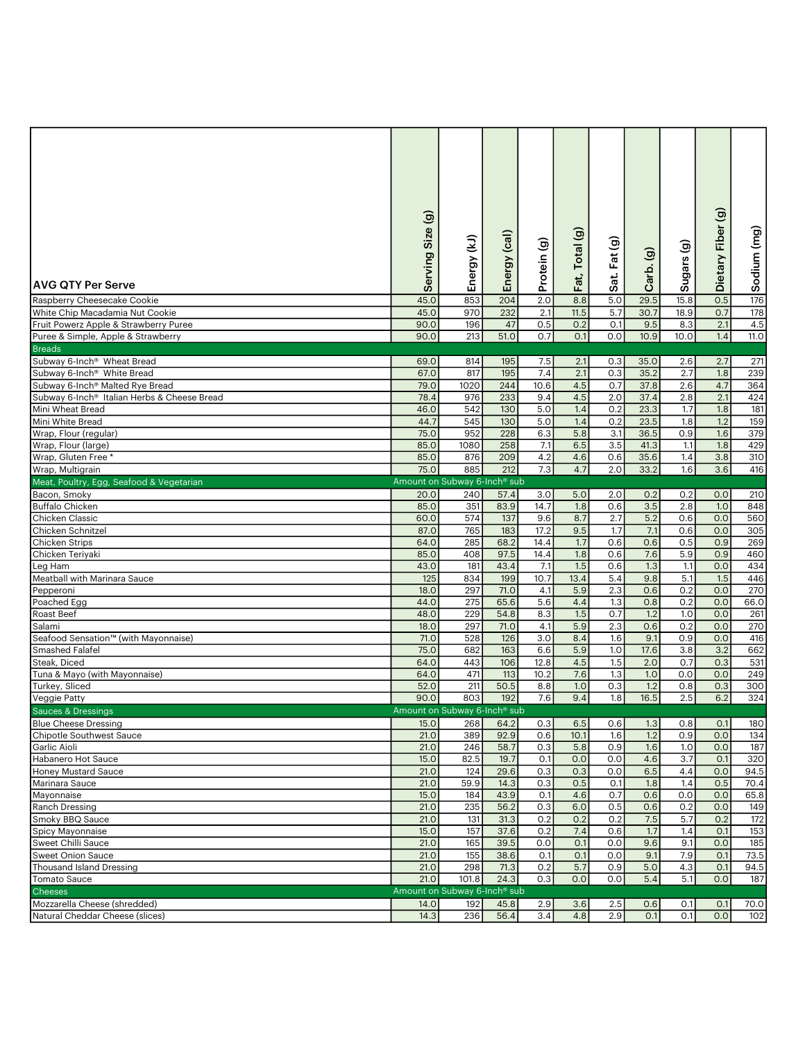| AVG QTY Per Serve | Serving Size (g) | Energy (kJ) | Energy (cal) | Protein (g) | Fat, Total (g) | Sat. Fat (g) | Carb. (g) | Sugars (g) | Dietary Fiber (g) | Sodium (mg) |
|---|---|---|---|---|---|---|---|---|---|---|
| Raspberry Cheesecake Cookie | 45.0 | 853 | 204 | 2.0 | 8.8 | 5.0 | 29.5 | 15.8 | 0.5 | 176 |
| White Chip Macadamia Nut Cookie | 45.0 | 970 | 232 | 2.1 | 11.5 | 5.7 | 30.7 | 18.9 | 0.7 | 178 |
| Fruit Powerz Apple & Strawberry Puree | 90.0 | 196 | 47 | 0.5 | 0.2 | 0.1 | 9.5 | 8.3 | 2.1 | 4.5 |
| Puree & Simple, Apple & Strawberry | 90.0 | 213 | 51.0 | 0.7 | 0.1 | 0.0 | 10.9 | 10.0 | 1.4 | 11.0 |
| **Breads** | | | | | | | | | | |
| Subway 6-Inch® Wheat Bread | 69.0 | 814 | 195 | 7.5 | 2.1 | 0.3 | 35.0 | 2.6 | 2.7 | 271 |
| Subway 6-Inch® White Bread | 67.0 | 817 | 195 | 7.4 | 2.1 | 0.3 | 35.2 | 2.7 | 1.8 | 239 |
| Subway 6-Inch® Malted Rye Bread | 79.0 | 1020 | 244 | 10.6 | 4.5 | 0.7 | 37.8 | 2.6 | 4.7 | 364 |
| Subway 6-Inch® Italian Herbs & Cheese Bread | 78.4 | 976 | 233 | 9.4 | 4.5 | 2.0 | 37.4 | 2.8 | 2.1 | 424 |
| Mini Wheat Bread | 46.0 | 542 | 130 | 5.0 | 1.4 | 0.2 | 23.3 | 1.7 | 1.8 | 181 |
| Mini White Bread | 44.7 | 545 | 130 | 5.0 | 1.4 | 0.2 | 23.5 | 1.8 | 1.2 | 159 |
| Wrap, Flour (regular) | 75.0 | 952 | 228 | 6.3 | 5.8 | 3.1 | 36.5 | 0.9 | 1.6 | 379 |
| Wrap, Flour (large) | 85.0 | 1080 | 258 | 7.1 | 6.5 | 3.5 | 41.3 | 1.1 | 1.8 | 429 |
| Wrap, Gluten Free * | 85.0 | 876 | 209 | 4.2 | 4.6 | 0.6 | 35.6 | 1.4 | 3.8 | 310 |
| Wrap, Multigrain | 75.0 | 885 | 212 | 7.3 | 4.7 | 2.0 | 33.2 | 1.6 | 3.6 | 416 |
| **Meat, Poultry, Egg, Seafood & Vegetarian** | Amount on Subway 6-Inch® sub | | | | | | | | | |
| Bacon, Smoky | 20.0 | 240 | 57.4 | 3.0 | 5.0 | 2.0 | 0.2 | 0.2 | 0.0 | 210 |
| Buffalo Chicken | 85.0 | 351 | 83.9 | 14.7 | 1.8 | 0.6 | 3.5 | 2.8 | 1.0 | 848 |
| Chicken Classic | 60.0 | 574 | 137 | 9.6 | 8.7 | 2.7 | 5.2 | 0.6 | 0.0 | 560 |
| Chicken Schnitzel | 87.0 | 765 | 183 | 17.2 | 9.5 | 1.7 | 7.1 | 0.6 | 0.0 | 305 |
| Chicken Strips | 64.0 | 285 | 68.2 | 14.4 | 1.7 | 0.6 | 0.6 | 0.5 | 0.9 | 269 |
| Chicken Teriyaki | 85.0 | 408 | 97.5 | 14.4 | 1.8 | 0.6 | 7.6 | 5.9 | 0.9 | 460 |
| Leg Ham | 43.0 | 181 | 43.4 | 7.1 | 1.5 | 0.6 | 1.3 | 1.1 | 0.0 | 434 |
| Meatball with Marinara Sauce | 125 | 834 | 199 | 10.7 | 13.4 | 5.4 | 9.8 | 5.1 | 1.5 | 446 |
| Pepperoni | 18.0 | 297 | 71.0 | 4.1 | 5.9 | 2.3 | 0.6 | 0.2 | 0.0 | 270 |
| Poached Egg | 44.0 | 275 | 65.6 | 5.6 | 4.4 | 1.3 | 0.8 | 0.2 | 0.0 | 66.0 |
| Roast Beef | 48.0 | 229 | 54.8 | 8.3 | 1.5 | 0.7 | 1.2 | 1.0 | 0.0 | 261 |
| Salami | 18.0 | 297 | 71.0 | 4.1 | 5.9 | 2.3 | 0.6 | 0.2 | 0.0 | 270 |
| Seafood Sensation™ (with Mayonnaise) | 71.0 | 528 | 126 | 3.0 | 8.4 | 1.6 | 9.1 | 0.9 | 0.0 | 416 |
| Smashed Falafel | 75.0 | 682 | 163 | 6.6 | 5.9 | 1.0 | 17.6 | 3.8 | 3.2 | 662 |
| Steak, Diced | 64.0 | 443 | 106 | 12.8 | 4.5 | 1.5 | 2.0 | 0.7 | 0.3 | 531 |
| Tuna & Mayo (with Mayonnaise) | 64.0 | 471 | 113 | 10.2 | 7.6 | 1.3 | 1.0 | 0.0 | 0.0 | 249 |
| Turkey, Sliced | 52.0 | 211 | 50.5 | 8.8 | 1.0 | 0.3 | 1.2 | 0.8 | 0.3 | 300 |
| Veggie Patty | 90.0 | 803 | 192 | 7.6 | 9.4 | 1.8 | 16.5 | 2.5 | 6.2 | 324 |
| **Sauces & Dressings** | Amount on Subway 6-Inch® sub | | | | | | | | | |
| Blue Cheese Dressing | 15.0 | 268 | 64.2 | 0.3 | 6.5 | 0.6 | 1.3 | 0.8 | 0.1 | 180 |
| Chipotle Southwest Sauce | 21.0 | 389 | 92.9 | 0.6 | 10.1 | 1.6 | 1.2 | 0.9 | 0.0 | 134 |
| Garlic Aioli | 21.0 | 246 | 58.7 | 0.3 | 5.8 | 0.9 | 1.6 | 1.0 | 0.0 | 187 |
| Habanero Hot Sauce | 15.0 | 82.5 | 19.7 | 0.1 | 0.0 | 0.0 | 4.6 | 3.7 | 0.1 | 320 |
| Honey Mustard Sauce | 21.0 | 124 | 29.6 | 0.3 | 0.3 | 0.0 | 6.5 | 4.4 | 0.0 | 94.5 |
| Marinara Sauce | 21.0 | 59.9 | 14.3 | 0.3 | 0.5 | 0.1 | 1.8 | 1.4 | 0.5 | 70.4 |
| Mayonnaise | 15.0 | 184 | 43.9 | 0.1 | 4.6 | 0.7 | 0.6 | 0.0 | 0.0 | 65.8 |
| Ranch Dressing | 21.0 | 235 | 56.2 | 0.3 | 6.0 | 0.5 | 0.6 | 0.2 | 0.0 | 149 |
| Smoky BBQ Sauce | 21.0 | 131 | 31.3 | 0.2 | 0.2 | 0.2 | 7.5 | 5.7 | 0.2 | 172 |
| Spicy Mayonnaise | 15.0 | 157 | 37.6 | 0.2 | 7.4 | 0.6 | 1.7 | 1.4 | 0.1 | 153 |
| Sweet Chilli Sauce | 21.0 | 165 | 39.5 | 0.0 | 0.1 | 0.0 | 9.6 | 9.1 | 0.0 | 185 |
| Sweet Onion Sauce | 21.0 | 155 | 38.6 | 0.1 | 0.1 | 0.0 | 9.1 | 7.9 | 0.1 | 73.5 |
| Thousand Island Dressing | 21.0 | 298 | 71.3 | 0.2 | 5.7 | 0.9 | 5.0 | 4.3 | 0.1 | 94.5 |
| Tomato Sauce | 21.0 | 101.8 | 24.3 | 0.3 | 0.0 | 0.0 | 5.4 | 5.1 | 0.0 | 187 |
| **Cheeses** | Amount on Subway 6-Inch® sub | | | | | | | | | |
| Mozzarella Cheese (shredded) | 14.0 | 192 | 45.8 | 2.9 | 3.6 | 2.5 | 0.6 | 0.1 | 0.1 | 70.0 |
| Natural Cheddar Cheese (slices) | 14.3 | 236 | 56.4 | 3.4 | 4.8 | 2.9 | 0.1 | 0.1 | 0.0 | 102 |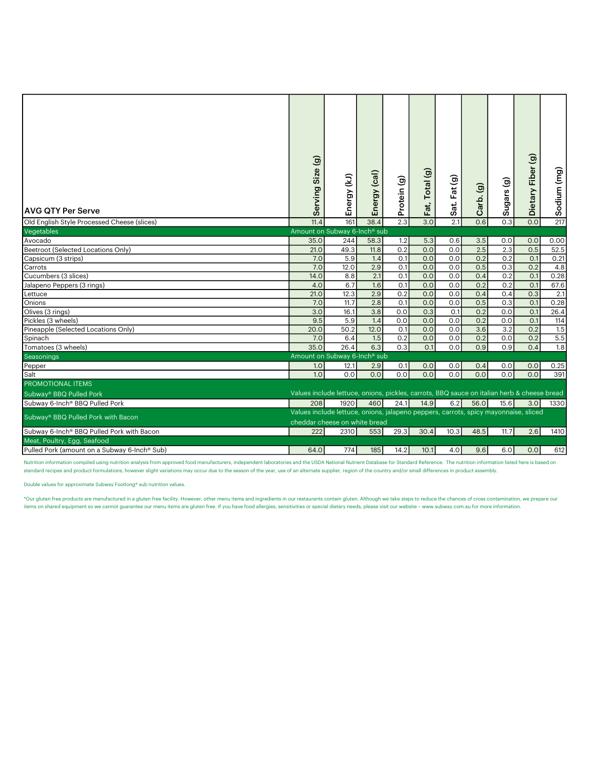| AVG QTY Per Serve | Serving Size (g) | Energy (kJ) | Energy (cal) | Protein (g) | Fat, Total (g) | Sat. Fat (g) | Carb. (g) | Sugars (g) | Dietary Fiber (g) | Sodium (mg) |
|---|---|---|---|---|---|---|---|---|---|---|
| Old English Style Processed Cheese (slices) | 11.4 | 161 | 38.4 | 2.3 | 3.0 | 2.1 | 0.6 | 0.3 | 0.0 | 217 |
| **Vegetables** | Amount on Subway 6-Inch® sub | | | | | | | | | |
| Avocado | 35.0 | 244 | 58.3 | 1.2 | 5.3 | 0.6 | 3.5 | 0.0 | 0.0 | 0.00 |
| Beetroot (Selected Locations Only) | 21.0 | 49.3 | 11.8 | 0.2 | 0.0 | 0.0 | 2.5 | 2.3 | 0.5 | 52.5 |
| Capsicum (3 strips) | 7.0 | 5.9 | 1.4 | 0.1 | 0.0 | 0.0 | 0.2 | 0.2 | 0.1 | 0.21 |
| Carrots | 7.0 | 12.0 | 2.9 | 0.1 | 0.0 | 0.0 | 0.5 | 0.3 | 0.2 | 4.8 |
| Cucumbers (3 slices) | 14.0 | 8.8 | 2.1 | 0.1 | 0.0 | 0.0 | 0.4 | 0.2 | 0.1 | 0.28 |
| Jalapeno Peppers (3 rings) | 4.0 | 6.7 | 1.6 | 0.1 | 0.0 | 0.0 | 0.2 | 0.2 | 0.1 | 67.6 |
| Lettuce | 21.0 | 12.3 | 2.9 | 0.2 | 0.0 | 0.0 | 0.4 | 0.4 | 0.3 | 2.1 |
| Onions | 7.0 | 11.7 | 2.8 | 0.1 | 0.0 | 0.0 | 0.5 | 0.3 | 0.1 | 0.28 |
| Olives (3 rings) | 3.0 | 16.1 | 3.8 | 0.0 | 0.3 | 0.1 | 0.2 | 0.0 | 0.1 | 26.4 |
| Pickles (3 wheels) | 9.5 | 5.9 | 1.4 | 0.0 | 0.0 | 0.0 | 0.2 | 0.0 | 0.1 | 114 |
| Pineapple (Selected Locations Only) | 20.0 | 50.2 | 12.0 | 0.1 | 0.0 | 0.0 | 3.6 | 3.2 | 0.2 | 1.5 |
| Spinach | 7.0 | 6.4 | 1.5 | 0.2 | 0.0 | 0.0 | 0.2 | 0.0 | 0.2 | 5.5 |
| Tomatoes (3 wheels) | 35.0 | 26.4 | 6.3 | 0.3 | 0.1 | 0.0 | 0.9 | 0.9 | 0.4 | 1.8 |
| **Seasonings** | Amount on Subway 6-Inch® sub | | | | | | | | | |
| Pepper | 1.0 | 12.1 | 2.9 | 0.1 | 0.0 | 0.0 | 0.4 | 0.0 | 0.0 | 0.25 |
| Salt | 1.0 | 0.0 | 0.0 | 0.0 | 0.0 | 0.0 | 0.0 | 0.0 | 0.0 | 391 |
| **PROMOTIONAL ITEMS** | | | | | | | | | | |
| **Subway® BBQ Pulled Pork** | Values include lettuce, onions, pickles, carrots, BBQ sauce on italian herb & cheese bread | | | | | | | | | |
| Subway 6-Inch® BBQ Pulled Pork | 208 | 1920 | 460 | 24.1 | 14.9 | 6.2 | 56.0 | 15.6 | 3.0 | 1330 |
| **Subway® BBQ Pulled Pork with Bacon** | Values include lettuce, onions, jalapeno peppers, carrots, spicy mayonnaise, sliced cheddar cheese on white bread | | | | | | | | | |
| Subway 6-Inch® BBQ Pulled Pork with Bacon | 222 | 2310 | 553 | 29.3 | 30.4 | 10.3 | 48.5 | 11.7 | 2.6 | 1410 |
| **Meat, Poultry, Egg, Seafood** | | | | | | | | | | |
| Pulled Pork (amount on a Subway 6-Inch® Sub) | 64.0 | 774 | 185 | 14.2 | 10.1 | 4.0 | 9.6 | 6.0 | 0.0 | 612 |

Nutrition information compiled using nutrition analysis from approved food manufacturers, independent laboratories and the USDA National Nutrient Database for Standard Reference. The nutrition information listed here is based on standard recipes and product formulations, however slight variations may occur due to the season of the year, use of an alternate supplier, region of the country and/or small differences in product assembly.

Double values for approximate Subway Footlong® sub nutrition values.

*Our gluten free products are manufactured in a gluten free facility. However, other menu items and ingredients in our restaurants contain gluten. Although we take steps to reduce the chances of cross contamination, we prepare our items on shared equipment so we cannot guarantee our menu items are gluten free. If you have food allergies, sensitivities or special dietary needs, please visit our website – www.subway.com.au for more information.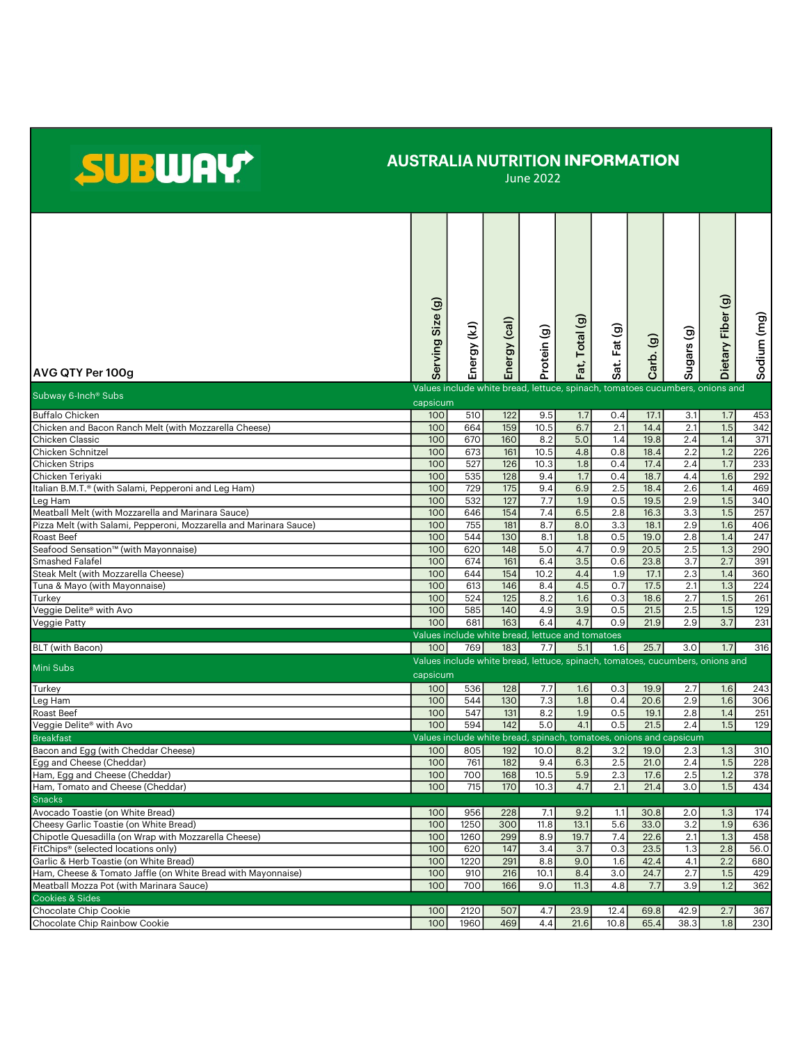# SUBWAY

## AUSTRALIA NUTRITION INFORMATION

June 2022

| AVG QTY Per 100g | Serving Size (g) | Energy (kJ) | Energy (cal) | Protein (g) | Fat, Total (g) | Sat. Fat (g) | Carb. (g) | Sugars (g) | Dietary Fiber (g) | Sodium (mg) |
|---|---|---|---|---|---|---|---|---|---|---|
| **Subway 6-Inch® Subs** | Values include white bread, lettuce, spinach, tomatoes cucumbers, onions and capsicum | | | | | | | | | |
| Buffalo Chicken | 100 | 510 | 122 | 9.5 | 1.7 | 0.4 | 17.1 | 3.1 | 1.7 | 453 |
| Chicken and Bacon Ranch Melt (with Mozzarella Cheese) | 100 | 664 | 159 | 10.5 | 6.7 | 2.1 | 14.4 | 2.1 | 1.5 | 342 |
| Chicken Classic | 100 | 670 | 160 | 8.2 | 5.0 | 1.4 | 19.8 | 2.4 | 1.4 | 371 |
| Chicken Schnitzel | 100 | 673 | 161 | 10.5 | 4.8 | 0.8 | 18.4 | 2.2 | 1.2 | 226 |
| Chicken Strips | 100 | 527 | 126 | 10.3 | 1.8 | 0.4 | 17.4 | 2.4 | 1.7 | 233 |
| Chicken Teriyaki | 100 | 535 | 128 | 9.4 | 1.7 | 0.4 | 18.7 | 4.4 | 1.6 | 292 |
| Italian B.M.T.® (with Salami, Pepperoni and Leg Ham) | 100 | 729 | 175 | 9.4 | 6.9 | 2.5 | 18.4 | 2.6 | 1.4 | 469 |
| Leg Ham | 100 | 532 | 127 | 7.7 | 1.9 | 0.5 | 19.5 | 2.9 | 1.5 | 340 |
| Meatball Melt (with Mozzarella and Marinara Sauce) | 100 | 646 | 154 | 7.4 | 6.5 | 2.8 | 16.3 | 3.3 | 1.5 | 257 |
| Pizza Melt (with Salami, Pepperoni, Mozzarella and Marinara Sauce) | 100 | 755 | 181 | 8.7 | 8.0 | 3.3 | 18.1 | 2.9 | 1.6 | 406 |
| Roast Beef | 100 | 544 | 130 | 8.1 | 1.8 | 0.5 | 19.0 | 2.8 | 1.4 | 247 |
| Seafood Sensation™ (with Mayonnaise) | 100 | 620 | 148 | 5.0 | 4.7 | 0.9 | 20.5 | 2.5 | 1.3 | 290 |
| Smashed Falafel | 100 | 674 | 161 | 6.4 | 3.5 | 0.6 | 23.8 | 3.7 | 2.7 | 391 |
| Steak Melt (with Mozzarella Cheese) | 100 | 644 | 154 | 10.2 | 4.4 | 1.9 | 17.1 | 2.3 | 1.4 | 360 |
| Tuna & Mayo (with Mayonnaise) | 100 | 613 | 146 | 8.4 | 4.5 | 0.7 | 17.5 | 2.1 | 1.3 | 224 |
| Turkey | 100 | 524 | 125 | 8.2 | 1.6 | 0.3 | 18.6 | 2.7 | 1.5 | 261 |
| Veggie Delite® with Avo | 100 | 585 | 140 | 4.9 | 3.9 | 0.5 | 21.5 | 2.5 | 1.5 | 129 |
| Veggie Patty | 100 | 681 | 163 | 6.4 | 4.7 | 0.9 | 21.9 | 2.9 | 3.7 | 231 |
| | Values include white bread, lettuce and tomatoes | | | | | | | | | |
| BLT (with Bacon) | 100 | 769 | 183 | 7.7 | 5.1 | 1.6 | 25.7 | 3.0 | 1.7 | 316 |
| **Mini Subs** | Values include white bread, lettuce, spinach, tomatoes, cucumbers, onions and capsicum | | | | | | | | | |
| Turkey | 100 | 536 | 128 | 7.7 | 1.6 | 0.3 | 19.9 | 2.7 | 1.6 | 243 |
| Leg Ham | 100 | 544 | 130 | 7.3 | 1.8 | 0.4 | 20.6 | 2.9 | 1.6 | 306 |
| Roast Beef | 100 | 547 | 131 | 8.2 | 1.9 | 0.5 | 19.1 | 2.8 | 1.4 | 251 |
| Veggie Delite® with Avo | 100 | 594 | 142 | 5.0 | 4.1 | 0.5 | 21.5 | 2.4 | 1.5 | 129 |
| **Breakfast** | Values include white bread, spinach, tomatoes, onions and capsicum | | | | | | | | | |
| Bacon and Egg (with Cheddar Cheese) | 100 | 805 | 192 | 10.0 | 8.2 | 3.2 | 19.0 | 2.3 | 1.3 | 310 |
| Egg and Cheese (Cheddar) | 100 | 761 | 182 | 9.4 | 6.3 | 2.5 | 21.0 | 2.4 | 1.5 | 228 |
| Ham, Egg and Cheese (Cheddar) | 100 | 700 | 168 | 10.5 | 5.9 | 2.3 | 17.6 | 2.5 | 1.2 | 378 |
| Ham, Tomato and Cheese (Cheddar) | 100 | 715 | 170 | 10.3 | 4.7 | 2.1 | 21.4 | 3.0 | 1.5 | 434 |
| **Snacks** | | | | | | | | | | |
| Avocado Toastie (on White Bread) | 100 | 956 | 228 | 7.1 | 9.2 | 1.1 | 30.8 | 2.0 | 1.3 | 174 |
| Cheesy Garlic Toastie (on White Bread) | 100 | 1250 | 300 | 11.8 | 13.1 | 5.6 | 33.0 | 3.2 | 1.9 | 636 |
| Chipotle Quesadilla (on Wrap with Mozzarella Cheese) | 100 | 1260 | 299 | 8.9 | 19.7 | 7.4 | 22.6 | 2.1 | 1.3 | 458 |
| FitChips® (selected locations only) | 100 | 620 | 147 | 3.4 | 3.7 | 0.3 | 23.5 | 1.3 | 2.8 | 56.0 |
| Garlic & Herb Toastie (on White Bread) | 100 | 1220 | 291 | 8.8 | 9.0 | 1.6 | 42.4 | 4.1 | 2.2 | 680 |
| Ham, Cheese & Tomato Jaffle (on White Bread with Mayonnaise) | 100 | 910 | 216 | 10.1 | 8.4 | 3.0 | 24.7 | 2.7 | 1.5 | 429 |
| Meatball Mozza Pot (with Marinara Sauce) | 100 | 700 | 166 | 9.0 | 11.3 | 4.8 | 7.7 | 3.9 | 1.2 | 362 |
| **Cookies & Sides** | | | | | | | | | | |
| Chocolate Chip Cookie | 100 | 2120 | 507 | 4.7 | 23.9 | 12.4 | 69.8 | 42.9 | 2.7 | 367 |
| Chocolate Chip Rainbow Cookie | 100 | 1960 | 469 | 4.4 | 21.6 | 10.8 | 65.4 | 38.3 | 1.8 | 230 |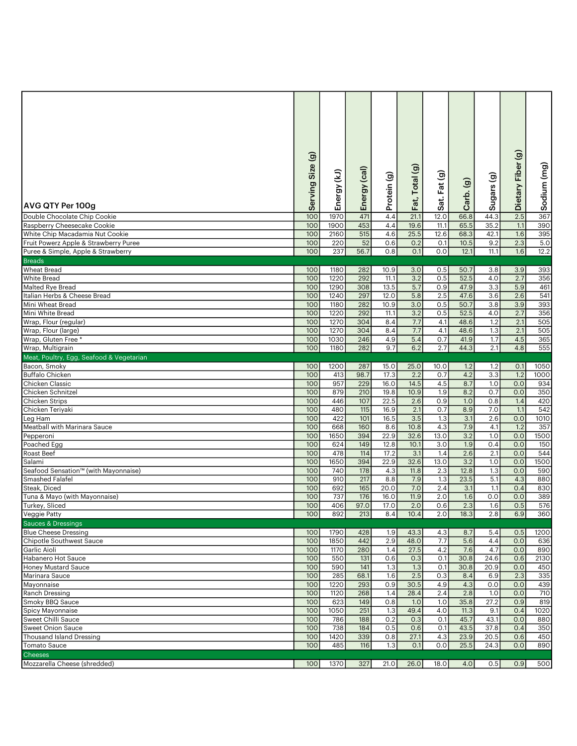| AVG QTY Per 100g | Serving Size (g) | Energy (kJ) | Energy (cal) | Protein (g) | Fat, Total (g) | Sat. Fat (g) | Carb. (g) | Sugars (g) | Dietary Fiber (g) | Sodium (mg) |
|---|---|---|---|---|---|---|---|---|---|---|
| Double Chocolate Chip Cookie | 100 | 1970 | 471 | 4.4 | 21.1 | 12.0 | 66.8 | 44.3 | 2.5 | 367 |
| Raspberry Cheesecake Cookie | 100 | 1900 | 453 | 4.4 | 19.6 | 11.1 | 65.5 | 35.2 | 1.1 | 390 |
| White Chip Macadamia Nut Cookie | 100 | 2160 | 515 | 4.6 | 25.5 | 12.6 | 68.3 | 42.1 | 1.6 | 395 |
| Fruit Powerz Apple & Strawberry Puree | 100 | 220 | 52 | 0.6 | 0.2 | 0.1 | 10.5 | 9.2 | 2.3 | 5.0 |
| Puree & Simple, Apple & Strawberry | 100 | 237 | 56.7 | 0.8 | 0.1 | 0.0 | 12.1 | 11.1 | 1.6 | 12.2 |
| **Breads** | | | | | | | | | | |
| Wheat Bread | 100 | 1180 | 282 | 10.9 | 3.0 | 0.5 | 50.7 | 3.8 | 3.9 | 393 |
| White Bread | 100 | 1220 | 292 | 11.1 | 3.2 | 0.5 | 52.5 | 4.0 | 2.7 | 356 |
| Malted Rye Bread | 100 | 1290 | 308 | 13.5 | 5.7 | 0.9 | 47.9 | 3.3 | 5.9 | 461 |
| Italian Herbs & Cheese Bread | 100 | 1240 | 297 | 12.0 | 5.8 | 2.5 | 47.6 | 3.6 | 2.6 | 541 |
| Mini Wheat Bread | 100 | 1180 | 282 | 10.9 | 3.0 | 0.5 | 50.7 | 3.8 | 3.9 | 393 |
| Mini White Bread | 100 | 1220 | 292 | 11.1 | 3.2 | 0.5 | 52.5 | 4.0 | 2.7 | 356 |
| Wrap, Flour (regular) | 100 | 1270 | 304 | 8.4 | 7.7 | 4.1 | 48.6 | 1.2 | 2.1 | 505 |
| Wrap, Flour (large) | 100 | 1270 | 304 | 8.4 | 7.7 | 4.1 | 48.6 | 1.3 | 2.1 | 505 |
| Wrap, Gluten Free * | 100 | 1030 | 246 | 4.9 | 5.4 | 0.7 | 41.9 | 1.7 | 4.5 | 365 |
| Wrap, Multigrain | 100 | 1180 | 282 | 9.7 | 6.2 | 2.7 | 44.3 | 2.1 | 4.8 | 555 |
| **Meat, Poultry, Egg, Seafood & Vegetarian** | | | | | | | | | | |
| Bacon, Smoky | 100 | 1200 | 287 | 15.0 | 25.0 | 10.0 | 1.2 | 1.2 | 0.1 | 1050 |
| Buffalo Chicken | 100 | 413 | 98.7 | 17.3 | 2.2 | 0.7 | 4.2 | 3.3 | 1.2 | 1000 |
| Chicken Classic | 100 | 957 | 229 | 16.0 | 14.5 | 4.5 | 8.7 | 1.0 | 0.0 | 934 |
| Chicken Schnitzel | 100 | 879 | 210 | 19.8 | 10.9 | 1.9 | 8.2 | 0.7 | 0.0 | 350 |
| Chicken Strips | 100 | 446 | 107 | 22.5 | 2.6 | 0.9 | 1.0 | 0.8 | 1.4 | 420 |
| Chicken Teriyaki | 100 | 480 | 115 | 16.9 | 2.1 | 0.7 | 8.9 | 7.0 | 1.1 | 542 |
| Leg Ham | 100 | 422 | 101 | 16.5 | 3.5 | 1.3 | 3.1 | 2.6 | 0.0 | 1010 |
| Meatball with Marinara Sauce | 100 | 668 | 160 | 8.6 | 10.8 | 4.3 | 7.9 | 4.1 | 1.2 | 357 |
| Pepperoni | 100 | 1650 | 394 | 22.9 | 32.6 | 13.0 | 3.2 | 1.0 | 0.0 | 1500 |
| Poached Egg | 100 | 624 | 149 | 12.8 | 10.1 | 3.0 | 1.9 | 0.4 | 0.0 | 150 |
| Roast Beef | 100 | 478 | 114 | 17.2 | 3.1 | 1.4 | 2.6 | 2.1 | 0.0 | 544 |
| Salami | 100 | 1650 | 394 | 22.9 | 32.6 | 13.0 | 3.2 | 1.0 | 0.0 | 1500 |
| Seafood Sensation™ (with Mayonnaise) | 100 | 740 | 178 | 4.3 | 11.8 | 2.3 | 12.8 | 1.3 | 0.0 | 590 |
| Smashed Falafel | 100 | 910 | 217 | 8.8 | 7.9 | 1.3 | 23.5 | 5.1 | 4.3 | 880 |
| Steak, Diced | 100 | 692 | 165 | 20.0 | 7.0 | 2.4 | 3.1 | 1.1 | 0.4 | 830 |
| Tuna & Mayo (with Mayonnaise) | 100 | 737 | 176 | 16.0 | 11.9 | 2.0 | 1.6 | 0.0 | 0.0 | 389 |
| Turkey, Sliced | 100 | 406 | 97.0 | 17.0 | 2.0 | 0.6 | 2.3 | 1.6 | 0.5 | 576 |
| Veggie Patty | 100 | 892 | 213 | 8.4 | 10.4 | 2.0 | 18.3 | 2.8 | 6.9 | 360 |
| **Sauces & Dressings** | | | | | | | | | | |
| Blue Cheese Dressing | 100 | 1790 | 428 | 1.9 | 43.3 | 4.3 | 8.7 | 5.4 | 0.5 | 1200 |
| Chipotle Southwest Sauce | 100 | 1850 | 442 | 2.9 | 48.0 | 7.7 | 5.6 | 4.4 | 0.0 | 636 |
| Garlic Aioli | 100 | 1170 | 280 | 1.4 | 27.5 | 4.2 | 7.6 | 4.7 | 0.0 | 890 |
| Habanero Hot Sauce | 100 | 550 | 131 | 0.6 | 0.3 | 0.1 | 30.8 | 24.6 | 0.6 | 2130 |
| Honey Mustard Sauce | 100 | 590 | 141 | 1.3 | 1.3 | 0.1 | 30.8 | 20.9 | 0.0 | 450 |
| Marinara Sauce | 100 | 285 | 68.1 | 1.6 | 2.5 | 0.3 | 8.4 | 6.9 | 2.3 | 335 |
| Mayonnaise | 100 | 1220 | 293 | 0.9 | 30.5 | 4.9 | 4.3 | 0.0 | 0.0 | 439 |
| Ranch Dressing | 100 | 1120 | 268 | 1.4 | 28.4 | 2.4 | 2.8 | 1.0 | 0.0 | 710 |
| Smoky BBQ Sauce | 100 | 623 | 149 | 0.8 | 1.0 | 1.0 | 35.8 | 27.2 | 0.9 | 819 |
| Spicy Mayonnaise | 100 | 1050 | 251 | 1.3 | 49.4 | 4.0 | 11.3 | 9.1 | 0.4 | 1020 |
| Sweet Chilli Sauce | 100 | 786 | 188 | 0.2 | 0.3 | 0.1 | 45.7 | 43.1 | 0.0 | 880 |
| Sweet Onion Sauce | 100 | 738 | 184 | 0.5 | 0.6 | 0.1 | 43.5 | 37.8 | 0.4 | 350 |
| Thousand Island Dressing | 100 | 1420 | 339 | 0.8 | 27.1 | 4.3 | 23.9 | 20.5 | 0.6 | 450 |
| Tomato Sauce | 100 | 485 | 116 | 1.3 | 0.1 | 0.0 | 25.5 | 24.3 | 0.0 | 890 |
| **Cheeses** | | | | | | | | | | |
| Mozzarella Cheese (shredded) | 100 | 1370 | 327 | 21.0 | 26.0 | 18.0 | 4.0 | 0.5 | 0.9 | 500 |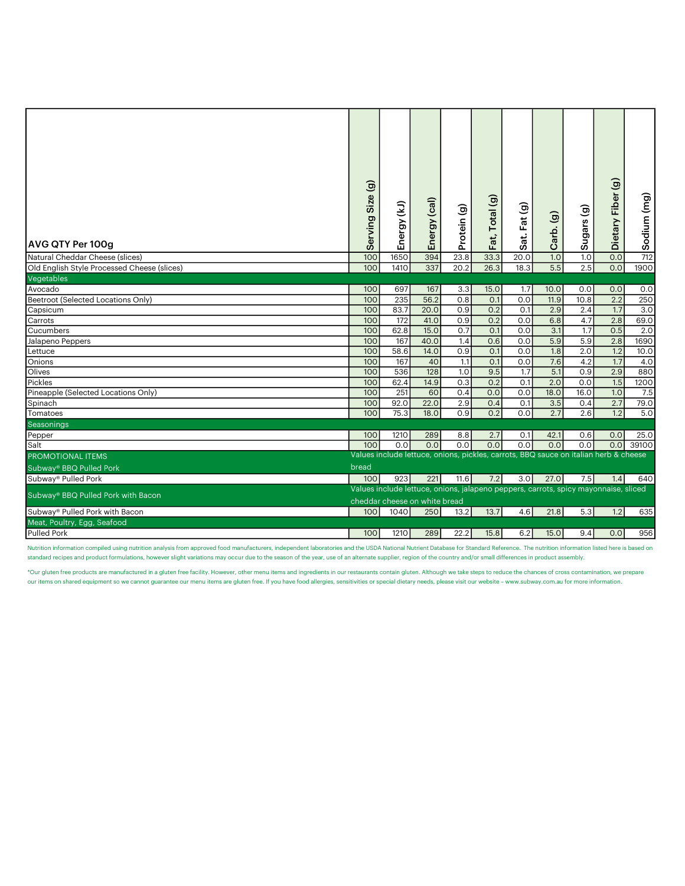| AVG QTY Per 100g | Serving Size (g) | Energy (kJ) | Energy (cal) | Protein (g) | Fat, Total (g) | Sat. Fat (g) | Carb. (g) | Sugars (g) | Dietary Fiber (g) | Sodium (mg) |
|---|---|---|---|---|---|---|---|---|---|---|
| Natural Cheddar Cheese (slices) | 100 | 1650 | 394 | 23.8 | 33.3 | 20.0 | 1.0 | 1.0 | 0.0 | 712 |
| Old English Style Processed Cheese (slices) | 100 | 1410 | 337 | 20.2 | 26.3 | 18.3 | 5.5 | 2.5 | 0.0 | 1900 |
| Vegetables | | | | | | | | | | |
| Avocado | 100 | 697 | 167 | 3.3 | 15.0 | 1.7 | 10.0 | 0.0 | 0.0 | 0.0 |
| Beetroot (Selected Locations Only) | 100 | 235 | 56.2 | 0.8 | 0.1 | 0.0 | 11.9 | 10.8 | 2.2 | 250 |
| Capsicum | 100 | 83.7 | 20.0 | 0.9 | 0.2 | 0.1 | 2.9 | 2.4 | 1.7 | 3.0 |
| Carrots | 100 | 172 | 41.0 | 0.9 | 0.2 | 0.0 | 6.8 | 4.7 | 2.8 | 69.0 |
| Cucumbers | 100 | 62.8 | 15.0 | 0.7 | 0.1 | 0.0 | 3.1 | 1.7 | 0.5 | 2.0 |
| Jalapeno Peppers | 100 | 167 | 40.0 | 1.4 | 0.6 | 0.0 | 5.9 | 5.9 | 2.8 | 1690 |
| Lettuce | 100 | 58.6 | 14.0 | 0.9 | 0.1 | 0.0 | 1.8 | 2.0 | 1.2 | 10.0 |
| Onions | 100 | 167 | 40 | 1.1 | 0.1 | 0.0 | 7.6 | 4.2 | 1.7 | 4.0 |
| Olives | 100 | 536 | 128 | 1.0 | 9.5 | 1.7 | 5.1 | 0.9 | 2.9 | 880 |
| Pickles | 100 | 62.4 | 14.9 | 0.3 | 0.2 | 0.1 | 2.0 | 0.0 | 1.5 | 1200 |
| Pineapple (Selected Locations Only) | 100 | 251 | 60 | 0.4 | 0.0 | 0.0 | 18.0 | 16.0 | 1.0 | 7.5 |
| Spinach | 100 | 92.0 | 22.0 | 2.9 | 0.4 | 0.1 | 3.5 | 0.4 | 2.7 | 79.0 |
| Tomatoes | 100 | 75.3 | 18.0 | 0.9 | 0.2 | 0.0 | 2.7 | 2.6 | 1.2 | 5.0 |
| Seasonings | | | | | | | | | | |
| Pepper | 100 | 1210 | 289 | 8.8 | 2.7 | 0.1 | 42.1 | 0.6 | 0.0 | 25.0 |
| Salt | 100 | 0.0 | 0.0 | 0.0 | 0.0 | 0.0 | 0.0 | 0.0 | 0.0 | 39100 |
| PROMOTIONAL ITEMS | | | | | | | | | | |
| Subway® BBQ Pulled Pork | Values include lettuce, onions, pickles, carrots, BBQ sauce on italian herb & cheese bread | | | | | | | | | |
| Subway® Pulled Pork | 100 | 923 | 221 | 11.6 | 7.2 | 3.0 | 27.0 | 7.5 | 1.4 | 640 |
| Subway® BBQ Pulled Pork with Bacon | Values include lettuce, onions, jalapeno peppers, carrots, spicy mayonnaise, sliced cheddar cheese on white bread | | | | | | | | | |
| Subway® Pulled Pork with Bacon | 100 | 1040 | 250 | 13.2 | 13.7 | 4.6 | 21.8 | 5.3 | 1.2 | 635 |
| Meat, Poultry, Egg, Seafood | | | | | | | | | | |
| Pulled Pork | 100 | 1210 | 289 | 22.2 | 15.8 | 6.2 | 15.0 | 9.4 | 0.0 | 956 |

Nutrition information compiled using nutrition analysis from approved food manufacturers, independent laboratories and the USDA National Nutrient Database for Standard Reference. The nutrition information listed here is based on standard recipes and product formulations, however slight variations may occur due to the season of the year, use of an alternate supplier, region of the country and/or small differences in product assembly.

*Our gluten free products are manufactured in a gluten free facility. However, other menu items and ingredients in our restaurants contain gluten. Although we take steps to reduce the chances of cross contamination, we prepare our items on shared equipment so we cannot guarantee our menu items are gluten free. If you have food allergies, sensitivities or special dietary needs, please visit our website – www.subway.com.au for more information.